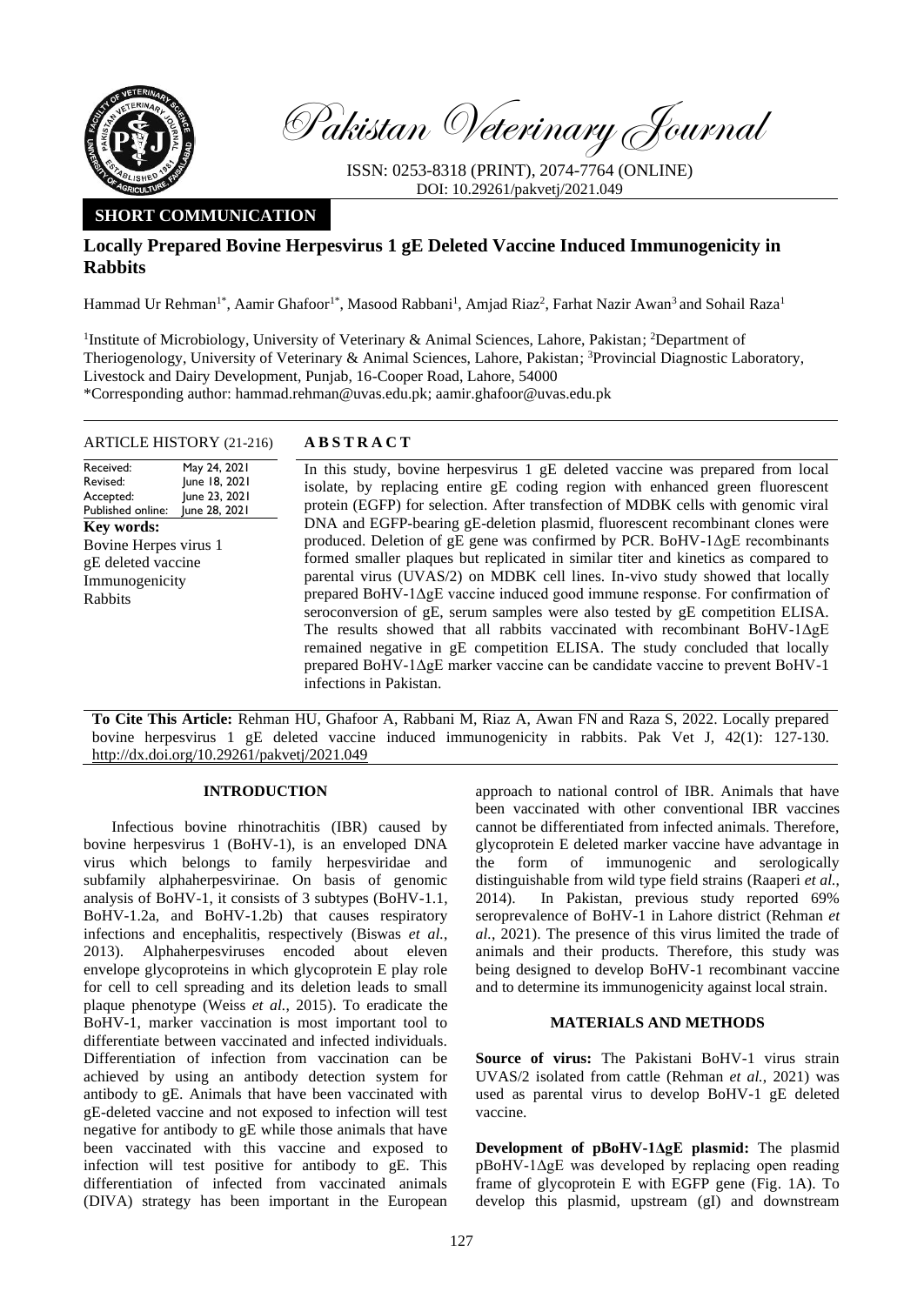# Pakistan Veterinary Journal

ISSN: 0253-8318 (PRINT), 2074-7764 (ONLINE)
DOI: 10.29261/pakvetj/2021.049

**SHORT COMMUNICATION**

## Locally Prepared Bovine Herpesvirus 1 gE Deleted Vaccine Induced Immunogenicity in Rabbits

Hammad Ur Rehman[1*], Aamir Ghafoor[1*], Masood Rabbani[1], Amjad Riaz[2], Farhat Nazir Awan[3] and Sohail Raza[1]

[1]Institute of Microbiology, University of Veterinary & Animal Sciences, Lahore, Pakistan; [2]Department of Theriogenology, University of Veterinary & Animal Sciences, Lahore, Pakistan; [3]Provincial Diagnostic Laboratory, Livestock and Dairy Development, Punjab, 16-Cooper Road, Lahore, 54000
*Corresponding author: hammad.rehman@uvas.edu.pk; aamir.ghafoor@uvas.edu.pk

**ARTICLE HISTORY** (21-216)

| | |
|---|---|
| Received: | May 24, 2021 |
| Revised: | June 18, 2021 |
| Accepted: | June 23, 2021 |
| Published online: | June 28, 2021 |

**Key words:**
Bovine Herpes virus 1
gE deleted vaccine
Immunogenicity
Rabbits

**ABSTRACT**

In this study, bovine herpesvirus 1 gE deleted vaccine was prepared from local isolate, by replacing entire gE coding region with enhanced green fluorescent protein (EGFP) for selection. After transfection of MDBK cells with genomic viral DNA and EGFP-bearing gE-deletion plasmid, fluorescent recombinant clones were produced. Deletion of gE gene was confirmed by PCR. BoHV-1ΔgE recombinants formed smaller plaques but replicated in similar titer and kinetics as compared to parental virus (UVAS/2) on MDBK cell lines. In-vivo study showed that locally prepared BoHV-1ΔgE vaccine induced good immune response. For confirmation of seroconversion of gE, serum samples were also tested by gE competition ELISA. The results showed that all rabbits vaccinated with recombinant BoHV-1ΔgE remained negative in gE competition ELISA. The study concluded that locally prepared BoHV-1ΔgE marker vaccine can be candidate vaccine to prevent BoHV-1 infections in Pakistan.

**To Cite This Article:** Rehman HU, Ghafoor A, Rabbani M, Riaz A, Awan FN and Raza S, 2022. Locally prepared bovine herpesvirus 1 gE deleted vaccine induced immunogenicity in rabbits. Pak Vet J, 42(1): 127-130. http://dx.doi.org/10.29261/pakvetj/2021.049

### INTRODUCTION

Infectious bovine rhinotrachitis (IBR) caused by bovine herpesvirus 1 (BoHV-1), is an enveloped DNA virus which belongs to family herpesviridae and subfamily alphaherpesvirinae. On basis of genomic analysis of BoHV-1, it consists of 3 subtypes (BoHV-1.1, BoHV-1.2a, and BoHV-1.2b) that causes respiratory infections and encephalitis, respectively (Biswas *et al.*, 2013). Alphaherpesviruses encoded about eleven envelope glycoproteins in which glycoprotein E play role for cell to cell spreading and its deletion leads to small plaque phenotype (Weiss *et al.*, 2015). To eradicate the BoHV-1, marker vaccination is most important tool to differentiate between vaccinated and infected individuals. Differentiation of infection from vaccination can be achieved by using an antibody detection system for antibody to gE. Animals that have been vaccinated with gE-deleted vaccine and not exposed to infection will test negative for antibody to gE while those animals that have been vaccinated with this vaccine and exposed to infection will test positive for antibody to gE. This differentiation of infected from vaccinated animals (DIVA) strategy has been important in the European approach to national control of IBR. Animals that have been vaccinated with other conventional IBR vaccines cannot be differentiated from infected animals. Therefore, glycoprotein E deleted marker vaccine have advantage in the form of immunogenic and serologically distinguishable from wild type field strains (Raaperi *et al.*, 2014). In Pakistan, previous study reported 69% seroprevalence of BoHV-1 in Lahore district (Rehman *et al.*, 2021). The presence of this virus limited the trade of animals and their products. Therefore, this study was being designed to develop BoHV-1 recombinant vaccine and to determine its immunogenicity against local strain.

### MATERIALS AND METHODS

**Source of virus:** The Pakistani BoHV-1 virus strain UVAS/2 isolated from cattle (Rehman *et al.*, 2021) was used as parental virus to develop BoHV-1 gE deleted vaccine.

**Development of pBoHV-1ΔgE plasmid:** The plasmid pBoHV-1ΔgE was developed by replacing open reading frame of glycoprotein E with EGFP gene (Fig. 1A). To develop this plasmid, upstream (gI) and downstream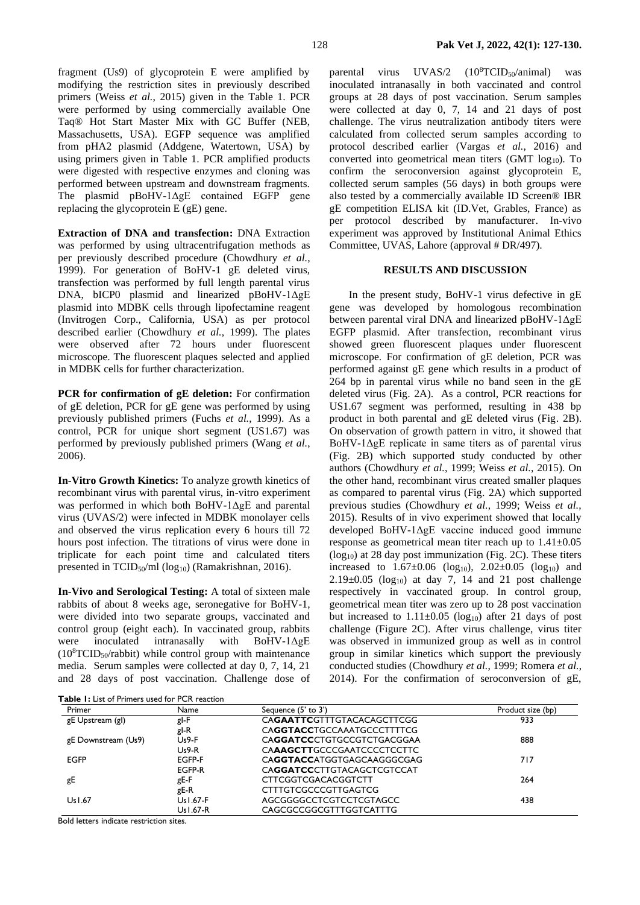fragment (Us9) of glycoprotein E were amplified by modifying the restriction sites in previously described primers (Weiss *et al.*, 2015) given in the Table 1. PCR were performed by using commercially available One Taq® Hot Start Master Mix with GC Buffer (NEB, Massachusetts, USA). EGFP sequence was amplified from pHA2 plasmid (Addgene, Watertown, USA) by using primers given in Table 1. PCR amplified products were digested with respective enzymes and cloning was performed between upstream and downstream fragments. The plasmid pBoHV-1ΔgE contained EGFP gene replacing the glycoprotein E (gE) gene.

**Extraction of DNA and transfection:** DNA Extraction was performed by using ultracentrifugation methods as per previously described procedure (Chowdhury *et al.*, 1999). For generation of BoHV-1 gE deleted virus, transfection was performed by full length parental virus DNA, bICP0 plasmid and linearized pBoHV-1ΔgE plasmid into MDBK cells through lipofectamine reagent (Invitrogen Corp., California, USA) as per protocol described earlier (Chowdhury *et al.*, 1999). The plates were observed after 72 hours under fluorescent microscope. The fluorescent plaques selected and applied in MDBK cells for further characterization.

**PCR for confirmation of gE deletion:** For confirmation of gE deletion, PCR for gE gene was performed by using previously published primers (Fuchs *et al.*, 1999). As a control, PCR for unique short segment (US1.67) was performed by previously published primers (Wang *et al.*, 2006).

**In-Vitro Growth Kinetics:** To analyze growth kinetics of recombinant virus with parental virus, in-vitro experiment was performed in which both BoHV-1ΔgE and parental virus (UVAS/2) were infected in MDBK monolayer cells and observed the virus replication every 6 hours till 72 hours post infection. The titrations of virus were done in triplicate for each point time and calculated titers presented in $TCID_{50}$/ml ($log_{10}$) (Ramakrishnan, 2016).

**In-Vivo and Serological Testing:** A total of sixteen male rabbits of about 8 weeks age, seronegative for BoHV-1, were divided into two separate groups, vaccinated and control group (eight each). In vaccinated group, rabbits were inoculated intranasally with BoHV-1ΔgE ($10^8 TCID_{50}$/rabbit) while control group with maintenance media. Serum samples were collected at day 0, 7, 14, 21 and 28 days of post vaccination. Challenge dose of parental virus UVAS/2 ($10^8 TCID_{50}$/animal) was inoculated intranasally in both vaccinated and control groups at 28 days of post vaccination. Serum samples were collected at day 0, 7, 14 and 21 days of post challenge. The virus neutralization antibody titers were calculated from collected serum samples according to protocol described earlier (Vargas *et al.*, 2016) and converted into geometrical mean titers (GMT $log_{10}$). To confirm the seroconversion against glycoprotein E, collected serum samples (56 days) in both groups were also tested by a commercially available ID Screen® IBR gE competition ELISA kit (ID.Vet, Grables, France) as per protocol described by manufacturer. In-vivo experiment was approved by Institutional Animal Ethics Committee, UVAS, Lahore (approval # DR/497).

## RESULTS AND DISCUSSION

In the present study, BoHV-1 virus defective in gE gene was developed by homologous recombination between parental viral DNA and linearized pBoHV-1ΔgE EGFP plasmid. After transfection, recombinant virus showed green fluorescent plaques under fluorescent microscope. For confirmation of gE deletion, PCR was performed against gE gene which results in a product of 264 bp in parental virus while no band seen in the gE deleted virus (Fig. 2A). As a control, PCR reactions for US1.67 segment was performed, resulting in 438 bp product in both parental and gE deleted virus (Fig. 2B). On observation of growth pattern in vitro, it showed that BoHV-1ΔgE replicate in same titers as of parental virus (Fig. 2B) which supported study conducted by other authors (Chowdhury *et al.*, 1999; Weiss *et al.*, 2015). On the other hand, recombinant virus created smaller plaques as compared to parental virus (Fig. 2A) which supported previous studies (Chowdhury *et al.*, 1999; Weiss *et al.*, 2015). Results of in vivo experiment showed that locally developed BoHV-1ΔgE vaccine induced good immune response as geometrical mean titer reach up to 1.41±0.05 ($log_{10}$) at 28 day post immunization (Fig. 2C). These titers increased to 1.67±0.06 ($log_{10}$), 2.02±0.05 ($log_{10}$) and 2.19±0.05 ($log_{10}$) at day 7, 14 and 21 post challenge respectively in vaccinated group. In control group, geometrical mean titer was zero up to 28 post vaccination but increased to 1.11±0.05 ($log_{10}$) after 21 days of post challenge (Figure 2C). After virus challenge, virus titer was observed in immunized group as well as in control group in similar kinetics which support the previously conducted studies (Chowdhury *et al.*, 1999; Romera *et al.*, 2014). For the confirmation of seroconversion of gE,

**Table 1:** List of Primers used for PCR reaction

| Primer | Name | Sequence (5' to 3') | Product size (bp) |
|---|---|---|---|
| gE Upstream (gI) | gI-F | CA**GAATTC**GTTTGTACACAGCTTCGG | 933 |
| | gI-R | CA**GGTACC**TGCCAAATGCCCTTTTCG | |
| gE Downstream (Us9) | Us9-F | CA**GGATCC**CTGTGCCGTCTGACGGAA | 888 |
| | Us9-R | CA**AAGCTT**GCCCGAATCCCCTCCTTC | |
| EGFP | EGFP-F | CA**GGTACC**ATGGTGAGCAAGGGCGAG | 717 |
| | EGFP-R | CA**GGATCC**CTTGTACAGCTCGTCCAT | |
| gE | gE-F | CTTCGGTCGACACGGTCTT | 264 |
| | gE-R | CTTTGTCGCCCGTTGAGTCG | |
| Us1.67 | Us1.67-F | AGCGGGGCCTCGTCCTCGTAGCC | 438 |
| | Us1.67-R | CAGCGCCGGCGTTTGGTCATTTG | |

Bold letters indicate restriction sites.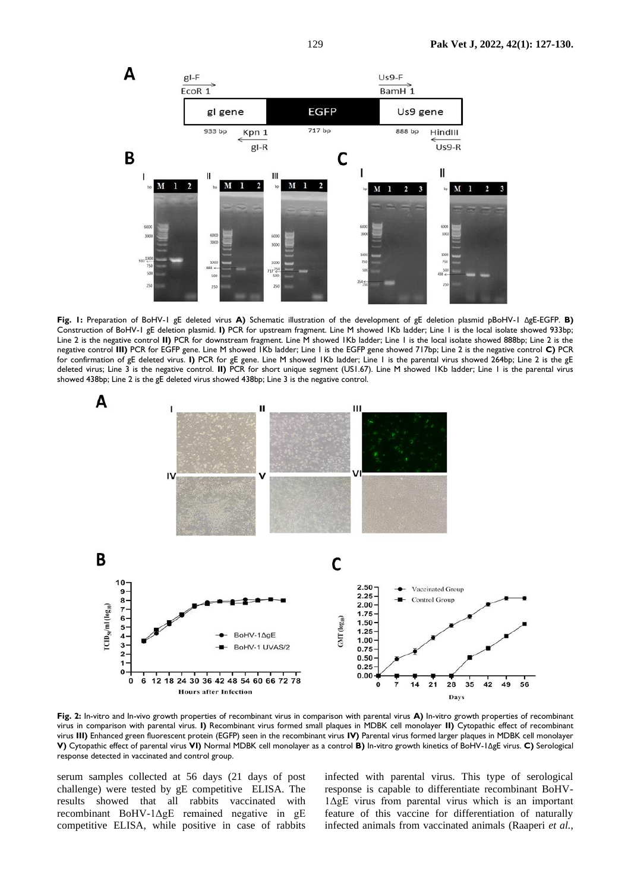**Fig. 1:** Preparation of BoHV-1 gE deleted virus **A)** Schematic illustration of the development of gE deletion plasmid pBoHV-1 ΔgE-EGFP. **B)** Construction of BoHV-1 gE deletion plasmid. **I)** PCR for upstream fragment. Line M showed 1Kb ladder; Line 1 is the local isolate showed 933bp; Line 2 is the negative control **II)** PCR for downstream fragment. Line M showed 1Kb ladder; Line 1 is the local isolate showed 888bp; Line 2 is the negative control **III)** PCR for EGFP gene. Line M showed 1Kb ladder; Line 1 is the EGFP gene showed 717bp; Line 2 is the negative control **C)** PCR for confirmation of gE deleted virus. **I)** PCR for gE gene. Line M showed 1Kb ladder; Line 1 is the parental virus showed 264bp; Line 2 is the gE deleted virus; Line 3 is the negative control. **II)** PCR for short unique segment (US1.67). Line M showed 1Kb ladder; Line 1 is the parental virus showed 438bp; Line 2 is the gE deleted virus showed 438bp; Line 3 is the negative control.

**Fig. 2:** In-vitro and In-vivo growth properties of recombinant virus in comparison with parental virus **A)** In-vitro growth properties of recombinant virus in comparison with parental virus. **I)** Recombinant virus formed small plaques in MDBK cell monolayer **II)** Cytopathic effect of recombinant virus **III)** Enhanced green fluorescent protein (EGFP) seen in the recombinant virus **IV)** Parental virus formed larger plaques in MDBK cell monolayer **V)** Cytopathic effect of parental virus **VI)** Normal MDBK cell monolayer as a control **B)** In-vitro growth kinetics of BoHV-1ΔgE virus. **C)** Serological response detected in vaccinated and control group.

serum samples collected at 56 days (21 days of post challenge) were tested by gE competitive ELISA. The results showed that all rabbits vaccinated with recombinant BoHV-1ΔgE remained negative in gE competitive ELISA, while positive in case of rabbits infected with parental virus. This type of serological response is capable to differentiate recombinant BoHV-1ΔgE virus from parental virus which is an important feature of this vaccine for differentiation of naturally infected animals from vaccinated animals (Raaperi *et al.*,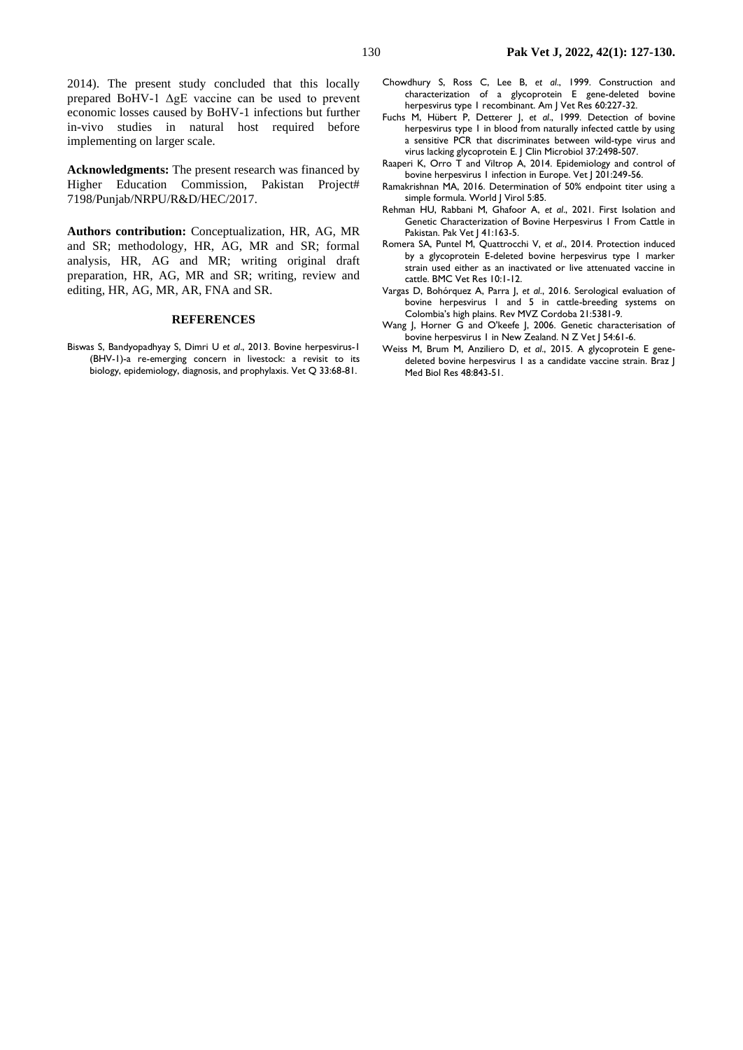2014). The present study concluded that this locally prepared BoHV-1 ΔgE vaccine can be used to prevent economic losses caused by BoHV-1 infections but further in-vivo studies in natural host required before implementing on larger scale.

**Acknowledgments:** The present research was financed by Higher Education Commission, Pakistan Project# 7198/Punjab/NRPU/R&D/HEC/2017.

**Authors contribution:** Conceptualization, HR, AG, MR and SR; methodology, HR, AG, MR and SR; formal analysis, HR, AG and MR; writing original draft preparation, HR, AG, MR and SR; writing, review and editing, HR, AG, MR, AR, FNA and SR.

## REFERENCES

Biswas S, Bandyopadhyay S, Dimri U *et al*., 2013. Bovine herpesvirus-1 (BHV-1)-a re-emerging concern in livestock: a revisit to its biology, epidemiology, diagnosis, and prophylaxis. Vet Q 33:68-81.

Chowdhury S, Ross C, Lee B, *et al*., 1999. Construction and characterization of a glycoprotein E gene-deleted bovine herpesvirus type 1 recombinant. Am J Vet Res 60:227-32.

Fuchs M, Hübert P, Detterer J, *et al*., 1999. Detection of bovine herpesvirus type 1 in blood from naturally infected cattle by using a sensitive PCR that discriminates between wild-type virus and virus lacking glycoprotein E. J Clin Microbiol 37:2498-507.

Raaperi K, Orro T and Viltrop A, 2014. Epidemiology and control of bovine herpesvirus 1 infection in Europe. Vet J 201:249-56.

Ramakrishnan MA, 2016. Determination of 50% endpoint titer using a simple formula. World J Virol 5:85.

Rehman HU, Rabbani M, Ghafoor A, *et al*., 2021. First Isolation and Genetic Characterization of Bovine Herpesvirus 1 From Cattle in Pakistan. Pak Vet J 41:163-5.

Romera SA, Puntel M, Quattrocchi V, *et al*., 2014. Protection induced by a glycoprotein E-deleted bovine herpesvirus type 1 marker strain used either as an inactivated or live attenuated vaccine in cattle. BMC Vet Res 10:1-12.

Vargas D, Bohórquez A, Parra J, *et al*., 2016. Serological evaluation of bovine herpesvirus 1 and 5 in cattle-breeding systems on Colombia's high plains. Rev MVZ Cordoba 21:5381-9.

Wang J, Horner G and O'keefe J, 2006. Genetic characterisation of bovine herpesvirus 1 in New Zealand. N Z Vet J 54:61-6.

Weiss M, Brum M, Anziliero D, *et al*., 2015. A glycoprotein E gene-deleted bovine herpesvirus 1 as a candidate vaccine strain. Braz J Med Biol Res 48:843-51.